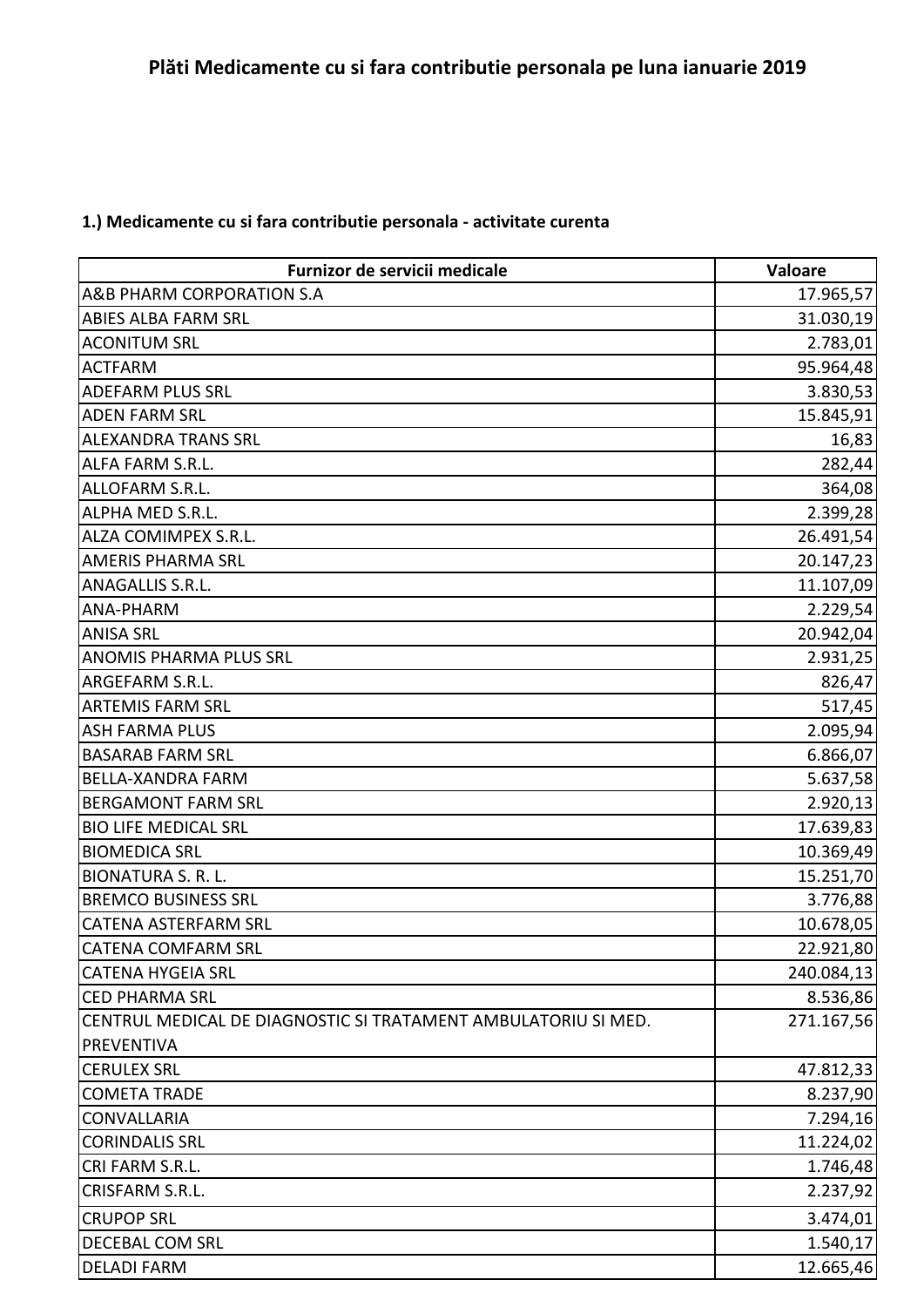# Plăti Medicamente cu si fara contributie personala pe luna ianuarie 2019

### 1.) Medicamente cu si fara contributie personala - activitate curenta

| Furnizor de servicii medicale | Valoare |
|---|---|
| A&B PHARM CORPORATION S.A | 17.965,57 |
| ABIES ALBA FARM SRL | 31.030,19 |
| ACONITUM SRL | 2.783,01 |
| ACTFARM | 95.964,48 |
| ADEFARM PLUS SRL | 3.830,53 |
| ADEN FARM SRL | 15.845,91 |
| ALEXANDRA TRANS SRL | 16,83 |
| ALFA FARM S.R.L. | 282,44 |
| ALLOFARM S.R.L. | 364,08 |
| ALPHA MED S.R.L. | 2.399,28 |
| ALZA COMIMPEX S.R.L. | 26.491,54 |
| AMERIS PHARMA SRL | 20.147,23 |
| ANAGALLIS S.R.L. | 11.107,09 |
| ANA-PHARM | 2.229,54 |
| ANISA SRL | 20.942,04 |
| ANOMIS PHARMA PLUS SRL | 2.931,25 |
| ARGEFARM S.R.L. | 826,47 |
| ARTEMIS FARM SRL | 517,45 |
| ASH FARMA PLUS | 2.095,94 |
| BASARAB FARM SRL | 6.866,07 |
| BELLA-XANDRA FARM | 5.637,58 |
| BERGAMONT FARM SRL | 2.920,13 |
| BIO LIFE MEDICAL SRL | 17.639,83 |
| BIOMEDICA SRL | 10.369,49 |
| BIONATURA S. R. L. | 15.251,70 |
| BREMCO BUSINESS SRL | 3.776,88 |
| CATENA ASTERFARM SRL | 10.678,05 |
| CATENA COMFARM SRL | 22.921,80 |
| CATENA HYGEIA SRL | 240.084,13 |
| CED PHARMA SRL | 8.536,86 |
| CENTRUL MEDICAL DE DIAGNOSTIC SI TRATAMENT AMBULATORIU SI MED. PREVENTIVA | 271.167,56 |
| CERULEX SRL | 47.812,33 |
| COMETA TRADE | 8.237,90 |
| CONVALLARIA | 7.294,16 |
| CORINDALIS SRL | 11.224,02 |
| CRI FARM S.R.L. | 1.746,48 |
| CRISFARM S.R.L. | 2.237,92 |
| CRUPOP SRL | 3.474,01 |
| DECEBAL COM SRL | 1.540,17 |
| DELADI FARM | 12.665,46 |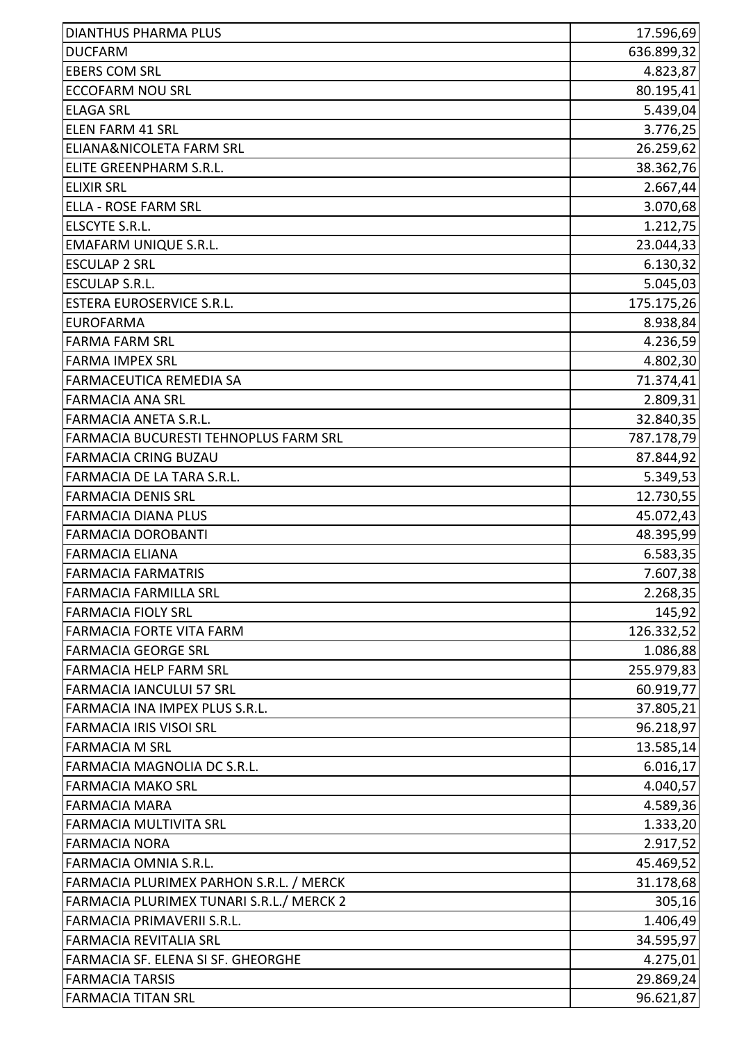| | |
|---|---|
| DIANTHUS PHARMA PLUS | 17.596,69 |
| DUCFARM | 636.899,32 |
| EBERS COM SRL | 4.823,87 |
| ECCOFARM NOU SRL | 80.195,41 |
| ELAGA SRL | 5.439,04 |
| ELEN FARM 41 SRL | 3.776,25 |
| ELIANA&NICOLETA FARM SRL | 26.259,62 |
| ELITE GREENPHARM S.R.L. | 38.362,76 |
| ELIXIR SRL | 2.667,44 |
| ELLA - ROSE FARM SRL | 3.070,68 |
| ELSCYTE S.R.L. | 1.212,75 |
| EMAFARM UNIQUE S.R.L. | 23.044,33 |
| ESCULAP 2 SRL | 6.130,32 |
| ESCULAP S.R.L. | 5.045,03 |
| ESTERA EUROSERVICE S.R.L. | 175.175,26 |
| EUROFARMA | 8.938,84 |
| FARMA FARM SRL | 4.236,59 |
| FARMA IMPEX SRL | 4.802,30 |
| FARMACEUTICA REMEDIA SA | 71.374,41 |
| FARMACIA ANA SRL | 2.809,31 |
| FARMACIA ANETA S.R.L. | 32.840,35 |
| FARMACIA BUCURESTI TEHNOPLUS FARM SRL | 787.178,79 |
| FARMACIA CRING BUZAU | 87.844,92 |
| FARMACIA DE LA TARA S.R.L. | 5.349,53 |
| FARMACIA DENIS SRL | 12.730,55 |
| FARMACIA DIANA PLUS | 45.072,43 |
| FARMACIA DOROBANTI | 48.395,99 |
| FARMACIA ELIANA | 6.583,35 |
| FARMACIA FARMATRIS | 7.607,38 |
| FARMACIA FARMILLA SRL | 2.268,35 |
| FARMACIA FIOLY SRL | 145,92 |
| FARMACIA FORTE VITA FARM | 126.332,52 |
| FARMACIA GEORGE SRL | 1.086,88 |
| FARMACIA HELP FARM SRL | 255.979,83 |
| FARMACIA IANCULUI 57 SRL | 60.919,77 |
| FARMACIA INA IMPEX PLUS S.R.L. | 37.805,21 |
| FARMACIA IRIS VISOI SRL | 96.218,97 |
| FARMACIA M SRL | 13.585,14 |
| FARMACIA MAGNOLIA DC S.R.L. | 6.016,17 |
| FARMACIA MAKO SRL | 4.040,57 |
| FARMACIA MARA | 4.589,36 |
| FARMACIA MULTIVITA SRL | 1.333,20 |
| FARMACIA NORA | 2.917,52 |
| FARMACIA OMNIA S.R.L. | 45.469,52 |
| FARMACIA PLURIMEX PARHON S.R.L. / MERCK | 31.178,68 |
| FARMACIA PLURIMEX TUNARI S.R.L./ MERCK 2 | 305,16 |
| FARMACIA PRIMAVERII S.R.L. | 1.406,49 |
| FARMACIA REVITALIA SRL | 34.595,97 |
| FARMACIA SF. ELENA SI SF. GHEORGHE | 4.275,01 |
| FARMACIA TARSIS | 29.869,24 |
| FARMACIA TITAN SRL | 96.621,87 |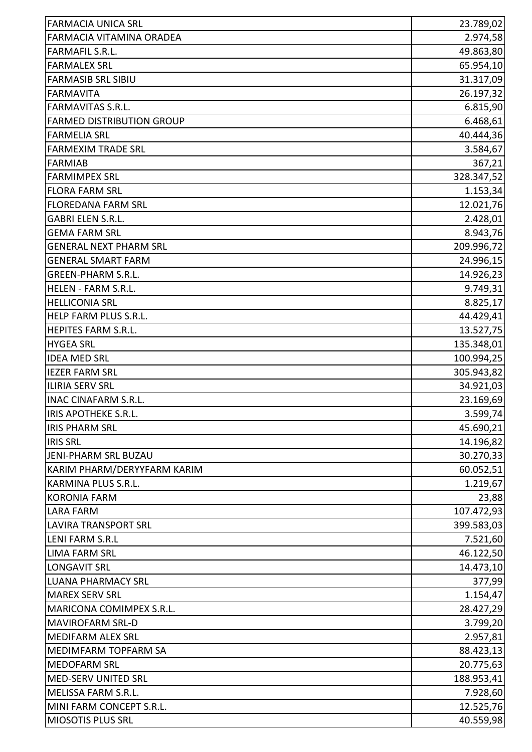| | |
|---|---|
| FARMACIA UNICA SRL | 23.789,02 |
| FARMACIA VITAMINA ORADEA | 2.974,58 |
| FARMAFIL S.R.L. | 49.863,80 |
| FARMALEX SRL | 65.954,10 |
| FARMASIB SRL SIBIU | 31.317,09 |
| FARMAVITA | 26.197,32 |
| FARMAVITAS S.R.L. | 6.815,90 |
| FARMED DISTRIBUTION GROUP | 6.468,61 |
| FARMELIA SRL | 40.444,36 |
| FARMEXIM TRADE SRL | 3.584,67 |
| FARMIAB | 367,21 |
| FARMIMPEX SRL | 328.347,52 |
| FLORA FARM SRL | 1.153,34 |
| FLOREDANA FARM SRL | 12.021,76 |
| GABRI ELEN S.R.L. | 2.428,01 |
| GEMA FARM SRL | 8.943,76 |
| GENERAL NEXT PHARM SRL | 209.996,72 |
| GENERAL SMART FARM | 24.996,15 |
| GREEN-PHARM S.R.L. | 14.926,23 |
| HELEN - FARM S.R.L. | 9.749,31 |
| HELLICONIA SRL | 8.825,17 |
| HELP FARM PLUS S.R.L. | 44.429,41 |
| HEPITES FARM S.R.L. | 13.527,75 |
| HYGEA SRL | 135.348,01 |
| IDEA MED SRL | 100.994,25 |
| IEZER FARM SRL | 305.943,82 |
| ILIRIA SERV SRL | 34.921,03 |
| INAC CINAFARM S.R.L. | 23.169,69 |
| IRIS APOTHEKE S.R.L. | 3.599,74 |
| IRIS PHARM SRL | 45.690,21 |
| IRIS SRL | 14.196,82 |
| JENI-PHARM SRL BUZAU | 30.270,33 |
| KARIM PHARM/DERYYFARM KARIM | 60.052,51 |
| KARMINA PLUS S.R.L. | 1.219,67 |
| KORONIA FARM | 23,88 |
| LARA FARM | 107.472,93 |
| LAVIRA TRANSPORT SRL | 399.583,03 |
| LENI FARM S.R.L | 7.521,60 |
| LIMA FARM SRL | 46.122,50 |
| LONGAVIT SRL | 14.473,10 |
| LUANA PHARMACY SRL | 377,99 |
| MAREX SERV SRL | 1.154,47 |
| MARICONA COMIMPEX S.R.L. | 28.427,29 |
| MAVIROFARM SRL-D | 3.799,20 |
| MEDIFARM ALEX SRL | 2.957,81 |
| MEDIMFARM TOPFARM SA | 88.423,13 |
| MEDOFARM SRL | 20.775,63 |
| MED-SERV UNITED SRL | 188.953,41 |
| MELISSA FARM S.R.L. | 7.928,60 |
| MINI FARM CONCEPT S.R.L. | 12.525,76 |
| MIOSOTIS PLUS SRL | 40.559,98 |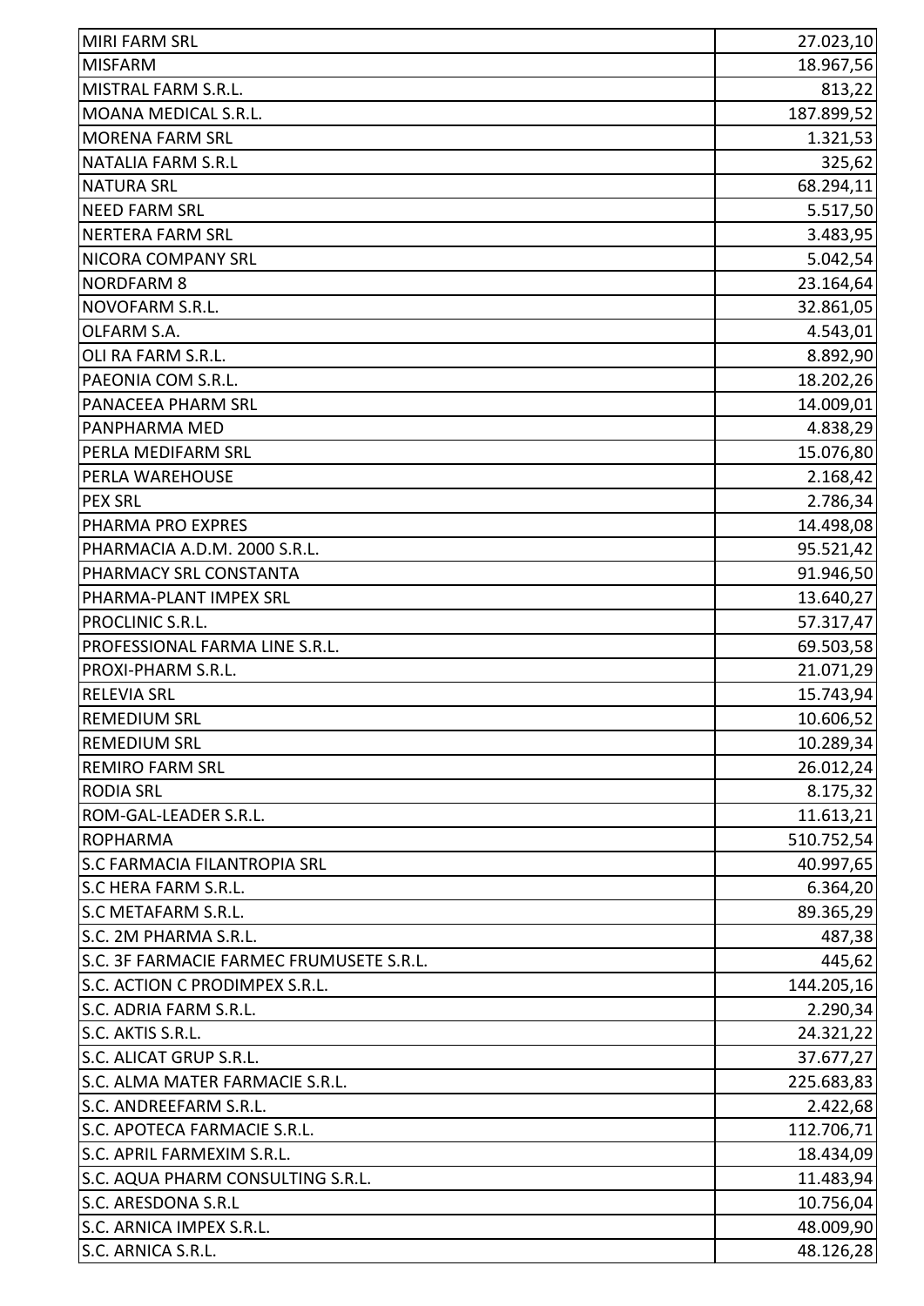| MIRI FARM SRL | 27.023,10 |
|---|---|
| MISFARM | 18.967,56 |
| MISTRAL FARM S.R.L. | 813,22 |
| MOANA MEDICAL S.R.L. | 187.899,52 |
| MORENA FARM SRL | 1.321,53 |
| NATALIA FARM S.R.L | 325,62 |
| NATURA SRL | 68.294,11 |
| NEED FARM SRL | 5.517,50 |
| NERTERA FARM SRL | 3.483,95 |
| NICORA COMPANY SRL | 5.042,54 |
| NORDFARM 8 | 23.164,64 |
| NOVOFARM S.R.L. | 32.861,05 |
| OLFARM S.A. | 4.543,01 |
| OLI RA FARM S.R.L. | 8.892,90 |
| PAEONIA COM S.R.L. | 18.202,26 |
| PANACEEA PHARM SRL | 14.009,01 |
| PANPHARMA MED | 4.838,29 |
| PERLA MEDIFARM SRL | 15.076,80 |
| PERLA WAREHOUSE | 2.168,42 |
| PEX SRL | 2.786,34 |
| PHARMA PRO EXPRES | 14.498,08 |
| PHARMACIA A.D.M. 2000 S.R.L. | 95.521,42 |
| PHARMACY SRL CONSTANTA | 91.946,50 |
| PHARMA-PLANT IMPEX SRL | 13.640,27 |
| PROCLINIC S.R.L. | 57.317,47 |
| PROFESSIONAL FARMA LINE S.R.L. | 69.503,58 |
| PROXI-PHARM S.R.L. | 21.071,29 |
| RELEVIA SRL | 15.743,94 |
| REMEDIUM SRL | 10.606,52 |
| REMEDIUM SRL | 10.289,34 |
| REMIRO FARM SRL | 26.012,24 |
| RODIA SRL | 8.175,32 |
| ROM-GAL-LEADER S.R.L. | 11.613,21 |
| ROPHARMA | 510.752,54 |
| S.C FARMACIA FILANTROPIA SRL | 40.997,65 |
| S.C HERA FARM S.R.L. | 6.364,20 |
| S.C METAFARM S.R.L. | 89.365,29 |
| S.C. 2M PHARMA S.R.L. | 487,38 |
| S.C. 3F FARMACIE FARMEC FRUMUSETE S.R.L. | 445,62 |
| S.C. ACTION C PRODIMPEX S.R.L. | 144.205,16 |
| S.C. ADRIA FARM S.R.L. | 2.290,34 |
| S.C. AKTIS S.R.L. | 24.321,22 |
| S.C. ALICAT GRUP S.R.L. | 37.677,27 |
| S.C. ALMA MATER FARMACIE S.R.L. | 225.683,83 |
| S.C. ANDREEFARM S.R.L. | 2.422,68 |
| S.C. APOTECA FARMACIE S.R.L. | 112.706,71 |
| S.C. APRIL FARMEXIM S.R.L. | 18.434,09 |
| S.C. AQUA PHARM CONSULTING S.R.L. | 11.483,94 |
| S.C. ARESDONA S.R.L | 10.756,04 |
| S.C. ARNICA IMPEX S.R.L. | 48.009,90 |
| S.C. ARNICA S.R.L. | 48.126,28 |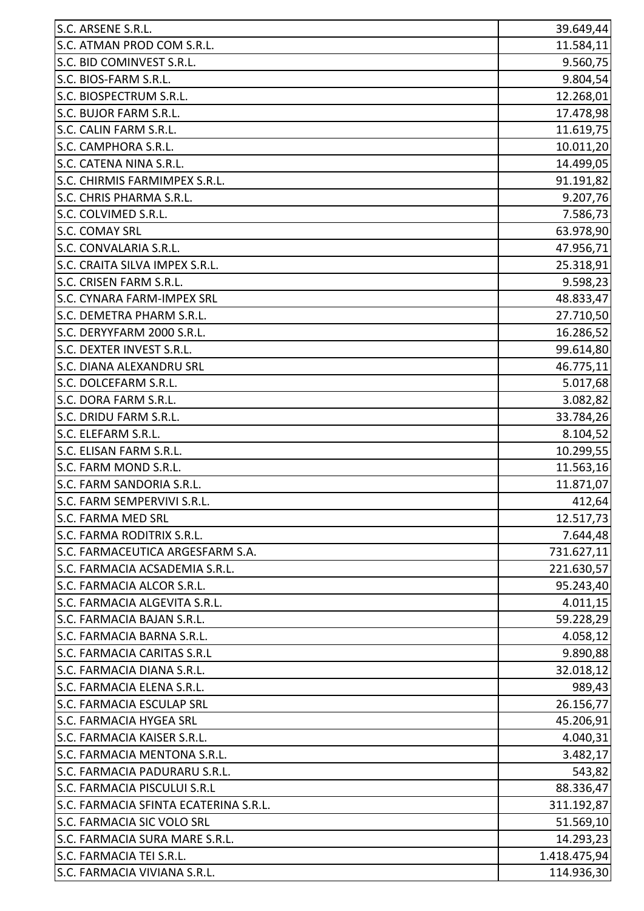| | |
|---|---|
| S.C. ARSENE S.R.L. | 39.649,44 |
| S.C. ATMAN PROD COM S.R.L. | 11.584,11 |
| S.C. BID COMINVEST S.R.L. | 9.560,75 |
| S.C. BIOS-FARM S.R.L. | 9.804,54 |
| S.C. BIOSPECTRUM S.R.L. | 12.268,01 |
| S.C. BUJOR FARM S.R.L. | 17.478,98 |
| S.C. CALIN FARM S.R.L. | 11.619,75 |
| S.C. CAMPHORA S.R.L. | 10.011,20 |
| S.C. CATENA NINA S.R.L. | 14.499,05 |
| S.C. CHIRMIS FARMIMPEX S.R.L. | 91.191,82 |
| S.C. CHRIS PHARMA S.R.L. | 9.207,76 |
| S.C. COLVIMED S.R.L. | 7.586,73 |
| S.C. COMAY SRL | 63.978,90 |
| S.C. CONVALARIA S.R.L. | 47.956,71 |
| S.C. CRAITA SILVA IMPEX S.R.L. | 25.318,91 |
| S.C. CRISEN FARM S.R.L. | 9.598,23 |
| S.C. CYNARA FARM-IMPEX SRL | 48.833,47 |
| S.C. DEMETRA PHARM S.R.L. | 27.710,50 |
| S.C. DERYYFARM 2000 S.R.L. | 16.286,52 |
| S.C. DEXTER INVEST S.R.L. | 99.614,80 |
| S.C. DIANA ALEXANDRU SRL | 46.775,11 |
| S.C. DOLCEFARM S.R.L. | 5.017,68 |
| S.C. DORA FARM S.R.L. | 3.082,82 |
| S.C. DRIDU FARM S.R.L. | 33.784,26 |
| S.C. ELEFARM S.R.L. | 8.104,52 |
| S.C. ELISAN FARM S.R.L. | 10.299,55 |
| S.C. FARM MOND S.R.L. | 11.563,16 |
| S.C. FARM SANDORIA S.R.L. | 11.871,07 |
| S.C. FARM SEMPERVIVI S.R.L. | 412,64 |
| S.C. FARMA MED SRL | 12.517,73 |
| S.C. FARMA RODITRIX S.R.L. | 7.644,48 |
| S.C. FARMACEUTICA ARGESFARM S.A. | 731.627,11 |
| S.C. FARMACIA ACSADEMIA S.R.L. | 221.630,57 |
| S.C. FARMACIA ALCOR S.R.L. | 95.243,40 |
| S.C. FARMACIA ALGEVITA S.R.L. | 4.011,15 |
| S.C. FARMACIA BAJAN S.R.L. | 59.228,29 |
| S.C. FARMACIA BARNA S.R.L. | 4.058,12 |
| S.C. FARMACIA CARITAS S.R.L | 9.890,88 |
| S.C. FARMACIA DIANA S.R.L. | 32.018,12 |
| S.C. FARMACIA ELENA S.R.L. | 989,43 |
| S.C. FARMACIA ESCULAP SRL | 26.156,77 |
| S.C. FARMACIA HYGEA SRL | 45.206,91 |
| S.C. FARMACIA KAISER S.R.L. | 4.040,31 |
| S.C. FARMACIA MENTONA S.R.L. | 3.482,17 |
| S.C. FARMACIA PADURARU S.R.L. | 543,82 |
| S.C. FARMACIA PISCULUI S.R.L | 88.336,47 |
| S.C. FARMACIA SFINTA ECATERINA S.R.L. | 311.192,87 |
| S.C. FARMACIA SIC VOLO SRL | 51.569,10 |
| S.C. FARMACIA SURA MARE S.R.L. | 14.293,23 |
| S.C. FARMACIA TEI S.R.L. | 1.418.475,94 |
| S.C. FARMACIA VIVIANA S.R.L. | 114.936,30 |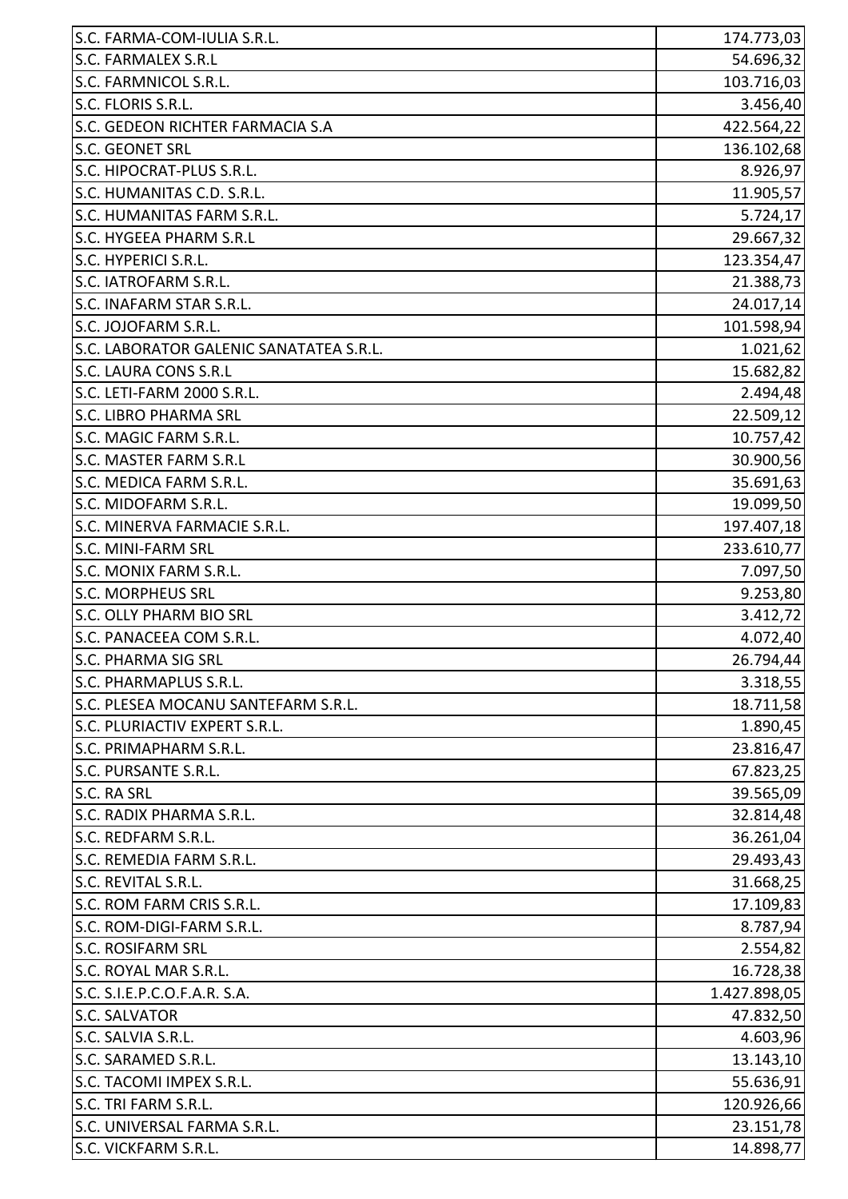| | |
|---|---|
| S.C. FARMA-COM-IULIA S.R.L. | 174.773,03 |
| S.C. FARMALEX S.R.L | 54.696,32 |
| S.C. FARMNICOL S.R.L. | 103.716,03 |
| S.C. FLORIS S.R.L. | 3.456,40 |
| S.C. GEDEON RICHTER FARMACIA S.A | 422.564,22 |
| S.C. GEONET SRL | 136.102,68 |
| S.C. HIPOCRAT-PLUS S.R.L. | 8.926,97 |
| S.C. HUMANITAS C.D. S.R.L. | 11.905,57 |
| S.C. HUMANITAS FARM S.R.L. | 5.724,17 |
| S.C. HYGEEA PHARM S.R.L | 29.667,32 |
| S.C. HYPERICI S.R.L. | 123.354,47 |
| S.C. IATROFARM S.R.L. | 21.388,73 |
| S.C. INAFARM STAR S.R.L. | 24.017,14 |
| S.C. JOJOFARM S.R.L. | 101.598,94 |
| S.C. LABORATOR GALENIC SANATATEA S.R.L. | 1.021,62 |
| S.C. LAURA CONS S.R.L | 15.682,82 |
| S.C. LETI-FARM 2000 S.R.L. | 2.494,48 |
| S.C. LIBRO PHARMA SRL | 22.509,12 |
| S.C. MAGIC FARM S.R.L. | 10.757,42 |
| S.C. MASTER FARM S.R.L | 30.900,56 |
| S.C. MEDICA FARM S.R.L. | 35.691,63 |
| S.C. MIDOFARM S.R.L. | 19.099,50 |
| S.C. MINERVA FARMACIE S.R.L. | 197.407,18 |
| S.C. MINI-FARM SRL | 233.610,77 |
| S.C. MONIX FARM S.R.L. | 7.097,50 |
| S.C. MORPHEUS SRL | 9.253,80 |
| S.C. OLLY PHARM BIO SRL | 3.412,72 |
| S.C. PANACEEA COM S.R.L. | 4.072,40 |
| S.C. PHARMA SIG SRL | 26.794,44 |
| S.C. PHARMAPLUS S.R.L. | 3.318,55 |
| S.C. PLESEA MOCANU SANTEFARM S.R.L. | 18.711,58 |
| S.C. PLURIACTIV EXPERT S.R.L. | 1.890,45 |
| S.C. PRIMAPHARM S.R.L. | 23.816,47 |
| S.C. PURSANTE S.R.L. | 67.823,25 |
| S.C. RA SRL | 39.565,09 |
| S.C. RADIX PHARMA S.R.L. | 32.814,48 |
| S.C. REDFARM S.R.L. | 36.261,04 |
| S.C. REMEDIA FARM S.R.L. | 29.493,43 |
| S.C. REVITAL S.R.L. | 31.668,25 |
| S.C. ROM FARM CRIS S.R.L. | 17.109,83 |
| S.C. ROM-DIGI-FARM S.R.L. | 8.787,94 |
| S.C. ROSIFARM SRL | 2.554,82 |
| S.C. ROYAL MAR S.R.L. | 16.728,38 |
| S.C. S.I.E.P.C.O.F.A.R. S.A. | 1.427.898,05 |
| S.C. SALVATOR | 47.832,50 |
| S.C. SALVIA S.R.L. | 4.603,96 |
| S.C. SARAMED S.R.L. | 13.143,10 |
| S.C. TACOMI IMPEX S.R.L. | 55.636,91 |
| S.C. TRI FARM S.R.L. | 120.926,66 |
| S.C. UNIVERSAL FARMA S.R.L. | 23.151,78 |
| S.C. VICKFARM S.R.L. | 14.898,77 |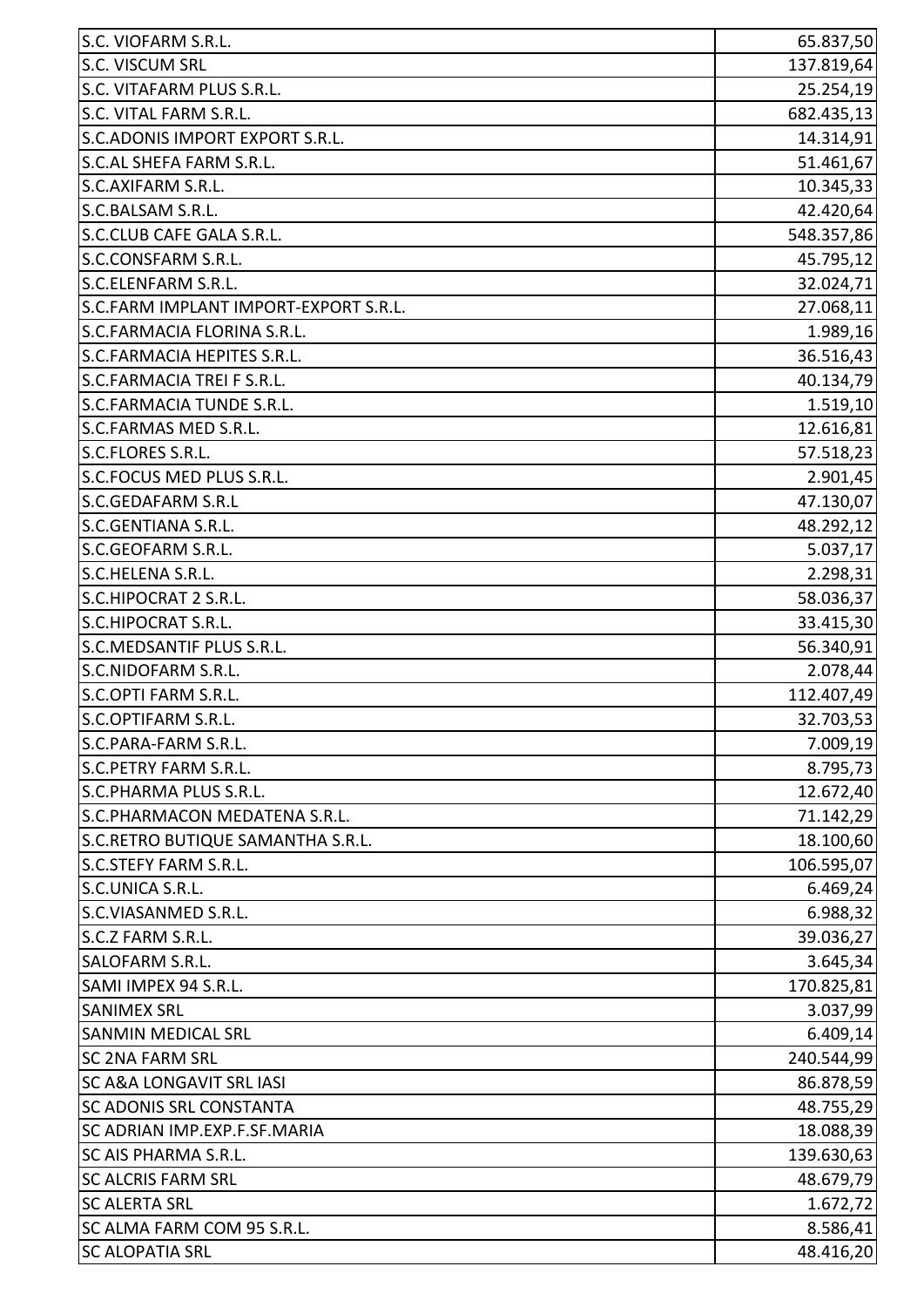| | |
|---|---|
| S.C. VIOFARM S.R.L. | 65.837,50 |
| S.C. VISCUM SRL | 137.819,64 |
| S.C. VITAFARM PLUS S.R.L. | 25.254,19 |
| S.C. VITAL FARM S.R.L. | 682.435,13 |
| S.C.ADONIS IMPORT EXPORT S.R.L. | 14.314,91 |
| S.C.AL SHEFA FARM S.R.L. | 51.461,67 |
| S.C.AXIFARM S.R.L. | 10.345,33 |
| S.C.BALSAM S.R.L. | 42.420,64 |
| S.C.CLUB CAFE GALA S.R.L. | 548.357,86 |
| S.C.CONSFARM S.R.L. | 45.795,12 |
| S.C.ELENFARM S.R.L. | 32.024,71 |
| S.C.FARM IMPLANT IMPORT-EXPORT S.R.L. | 27.068,11 |
| S.C.FARMACIA FLORINA S.R.L. | 1.989,16 |
| S.C.FARMACIA HEPITES S.R.L. | 36.516,43 |
| S.C.FARMACIA TREI F S.R.L. | 40.134,79 |
| S.C.FARMACIA TUNDE S.R.L. | 1.519,10 |
| S.C.FARMAS MED S.R.L. | 12.616,81 |
| S.C.FLORES S.R.L. | 57.518,23 |
| S.C.FOCUS MED PLUS S.R.L. | 2.901,45 |
| S.C.GEDAFARM S.R.L | 47.130,07 |
| S.C.GENTIANA S.R.L. | 48.292,12 |
| S.C.GEOFARM S.R.L. | 5.037,17 |
| S.C.HELENA S.R.L. | 2.298,31 |
| S.C.HIPOCRAT 2 S.R.L. | 58.036,37 |
| S.C.HIPOCRAT S.R.L. | 33.415,30 |
| S.C.MEDSANTIF PLUS S.R.L. | 56.340,91 |
| S.C.NIDOFARM S.R.L. | 2.078,44 |
| S.C.OPTI FARM S.R.L. | 112.407,49 |
| S.C.OPTIFARM S.R.L. | 32.703,53 |
| S.C.PARA-FARM S.R.L. | 7.009,19 |
| S.C.PETRY FARM S.R.L. | 8.795,73 |
| S.C.PHARMA PLUS S.R.L. | 12.672,40 |
| S.C.PHARMACON MEDATENA S.R.L. | 71.142,29 |
| S.C.RETRO BUTIQUE SAMANTHA S.R.L. | 18.100,60 |
| S.C.STEFY FARM S.R.L. | 106.595,07 |
| S.C.UNICA S.R.L. | 6.469,24 |
| S.C.VIASANMED S.R.L. | 6.988,32 |
| S.C.Z FARM S.R.L. | 39.036,27 |
| SALOFARM S.R.L. | 3.645,34 |
| SAMI IMPEX 94 S.R.L. | 170.825,81 |
| SANIMEX SRL | 3.037,99 |
| SANMIN MEDICAL SRL | 6.409,14 |
| SC 2NA FARM SRL | 240.544,99 |
| SC A&A LONGAVIT SRL IASI | 86.878,59 |
| SC ADONIS SRL CONSTANTA | 48.755,29 |
| SC ADRIAN IMP.EXP.F.SF.MARIA | 18.088,39 |
| SC AIS PHARMA S.R.L. | 139.630,63 |
| SC ALCRIS FARM SRL | 48.679,79 |
| SC ALERTA SRL | 1.672,72 |
| SC ALMA FARM COM 95 S.R.L. | 8.586,41 |
| SC ALOPATIA SRL | 48.416,20 |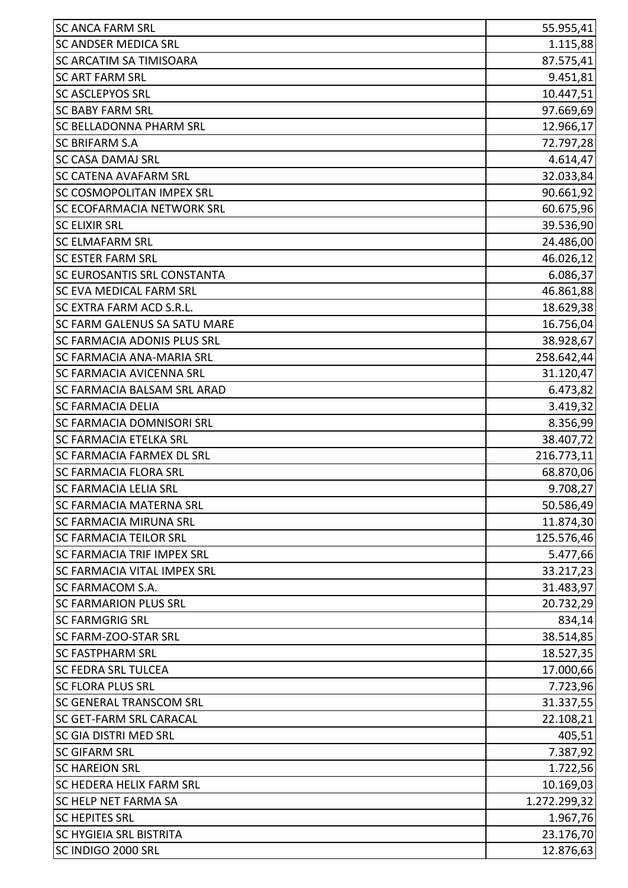| | |
|---|---|
| SC ANCA FARM SRL | 55.955,41 |
| SC ANDSER MEDICA SRL | 1.115,88 |
| SC ARCATIM SA TIMISOARA | 87.575,41 |
| SC ART FARM SRL | 9.451,81 |
| SC ASCLEPYOS SRL | 10.447,51 |
| SC BABY FARM SRL | 97.669,69 |
| SC BELLADONNA PHARM SRL | 12.966,17 |
| SC BRIFARM S.A | 72.797,28 |
| SC CASA DAMAJ SRL | 4.614,47 |
| SC CATENA AVAFARM SRL | 32.033,84 |
| SC COSMOPOLITAN IMPEX SRL | 90.661,92 |
| SC ECOFARMACIA NETWORK SRL | 60.675,96 |
| SC ELIXIR SRL | 39.536,90 |
| SC ELMAFARM SRL | 24.486,00 |
| SC ESTER FARM SRL | 46.026,12 |
| SC EUROSANTIS SRL CONSTANTA | 6.086,37 |
| SC EVA MEDICAL FARM SRL | 46.861,88 |
| SC EXTRA FARM ACD S.R.L. | 18.629,38 |
| SC FARM GALENUS SA SATU MARE | 16.756,04 |
| SC FARMACIA ADONIS PLUS SRL | 38.928,67 |
| SC FARMACIA ANA-MARIA SRL | 258.642,44 |
| SC FARMACIA AVICENNA SRL | 31.120,47 |
| SC FARMACIA BALSAM SRL ARAD | 6.473,82 |
| SC FARMACIA DELIA | 3.419,32 |
| SC FARMACIA DOMNISORI SRL | 8.356,99 |
| SC FARMACIA ETELKA SRL | 38.407,72 |
| SC FARMACIA FARMEX DL SRL | 216.773,11 |
| SC FARMACIA FLORA SRL | 68.870,06 |
| SC FARMACIA LELIA SRL | 9.708,27 |
| SC FARMACIA MATERNA SRL | 50.586,49 |
| SC FARMACIA MIRUNA SRL | 11.874,30 |
| SC FARMACIA TEILOR SRL | 125.576,46 |
| SC FARMACIA TRIF IMPEX SRL | 5.477,66 |
| SC FARMACIA VITAL IMPEX SRL | 33.217,23 |
| SC FARMACOM S.A. | 31.483,97 |
| SC FARMARION PLUS SRL | 20.732,29 |
| SC FARMGRIG SRL | 834,14 |
| SC FARM-ZOO-STAR SRL | 38.514,85 |
| SC FASTPHARM SRL | 18.527,35 |
| SC FEDRA SRL TULCEA | 17.000,66 |
| SC FLORA PLUS SRL | 7.723,96 |
| SC GENERAL TRANSCOM SRL | 31.337,55 |
| SC GET-FARM SRL CARACAL | 22.108,21 |
| SC GIA DISTRI MED SRL | 405,51 |
| SC GIFARM SRL | 7.387,92 |
| SC HAREION SRL | 1.722,56 |
| SC HEDERA HELIX FARM SRL | 10.169,03 |
| SC HELP NET FARMA SA | 1.272.299,32 |
| SC HEPITES SRL | 1.967,76 |
| SC HYGIEIA SRL BISTRITA | 23.176,70 |
| SC INDIGO 2000 SRL | 12.876,63 |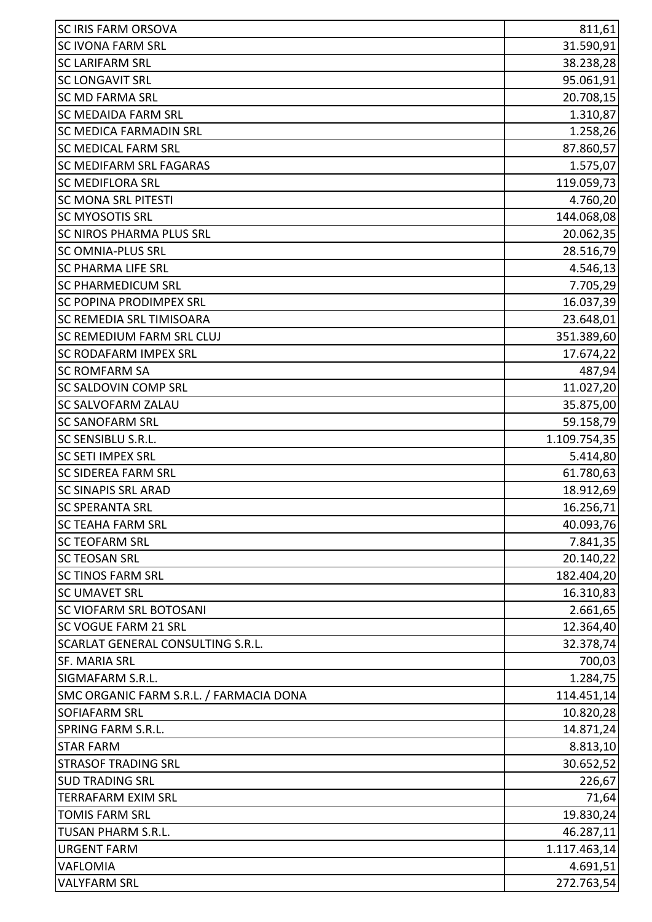| | |
|---|---|
| SC IRIS FARM ORSOVA | 811,61 |
| SC IVONA FARM SRL | 31.590,91 |
| SC LARIFARM SRL | 38.238,28 |
| SC LONGAVIT SRL | 95.061,91 |
| SC MD FARMA SRL | 20.708,15 |
| SC MEDAIDA FARM SRL | 1.310,87 |
| SC MEDICA FARMADIN SRL | 1.258,26 |
| SC MEDICAL FARM SRL | 87.860,57 |
| SC MEDIFARM SRL FAGARAS | 1.575,07 |
| SC MEDIFLORA SRL | 119.059,73 |
| SC MONA SRL PITESTI | 4.760,20 |
| SC MYOSOTIS SRL | 144.068,08 |
| SC NIROS PHARMA PLUS SRL | 20.062,35 |
| SC OMNIA-PLUS SRL | 28.516,79 |
| SC PHARMA LIFE SRL | 4.546,13 |
| SC PHARMEDICUM SRL | 7.705,29 |
| SC POPINA PRODIMPEX SRL | 16.037,39 |
| SC REMEDIA SRL TIMISOARA | 23.648,01 |
| SC REMEDIUM FARM SRL CLUJ | 351.389,60 |
| SC RODAFARM IMPEX SRL | 17.674,22 |
| SC ROMFARM SA | 487,94 |
| SC SALDOVIN COMP SRL | 11.027,20 |
| SC SALVOFARM ZALAU | 35.875,00 |
| SC SANOFARM SRL | 59.158,79 |
| SC SENSIBLU S.R.L. | 1.109.754,35 |
| SC SETI IMPEX SRL | 5.414,80 |
| SC SIDEREA FARM SRL | 61.780,63 |
| SC SINAPIS SRL ARAD | 18.912,69 |
| SC SPERANTA SRL | 16.256,71 |
| SC TEAHA FARM SRL | 40.093,76 |
| SC TEOFARM SRL | 7.841,35 |
| SC TEOSAN SRL | 20.140,22 |
| SC TINOS FARM SRL | 182.404,20 |
| SC UMAVET SRL | 16.310,83 |
| SC VIOFARM SRL BOTOSANI | 2.661,65 |
| SC VOGUE FARM 21 SRL | 12.364,40 |
| SCARLAT GENERAL CONSULTING S.R.L. | 32.378,74 |
| SF. MARIA SRL | 700,03 |
| SIGMAFARM S.R.L. | 1.284,75 |
| SMC ORGANIC FARM S.R.L. / FARMACIA DONA | 114.451,14 |
| SOFIAFARM SRL | 10.820,28 |
| SPRING FARM S.R.L. | 14.871,24 |
| STAR FARM | 8.813,10 |
| STRASOF TRADING SRL | 30.652,52 |
| SUD TRADING SRL | 226,67 |
| TERRAFARM EXIM SRL | 71,64 |
| TOMIS FARM SRL | 19.830,24 |
| TUSAN PHARM S.R.L. | 46.287,11 |
| URGENT FARM | 1.117.463,14 |
| VAFLOMIA | 4.691,51 |
| VALYFARM SRL | 272.763,54 |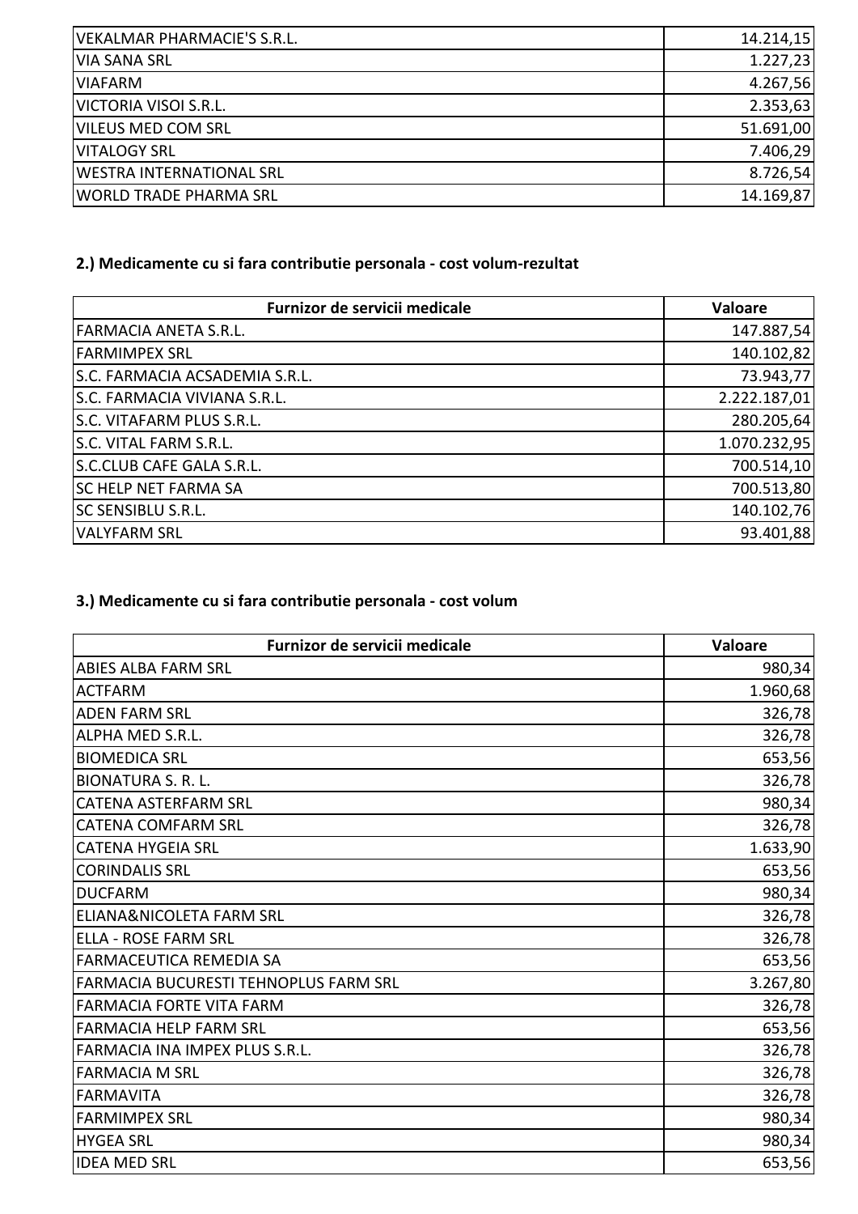| | |
|---|---|
| VEKALMAR PHARMACIE'S S.R.L. | 14.214,15 |
| VIA SANA SRL | 1.227,23 |
| VIAFARM | 4.267,56 |
| VICTORIA VISOI S.R.L. | 2.353,63 |
| VILEUS MED COM SRL | 51.691,00 |
| VITALOGY SRL | 7.406,29 |
| WESTRA INTERNATIONAL SRL | 8.726,54 |
| WORLD TRADE PHARMA SRL | 14.169,87 |

**2.) Medicamente cu si fara contributie personala - cost volum-rezultat**

| Furnizor de servicii medicale | Valoare |
|---|---|
| FARMACIA ANETA S.R.L. | 147.887,54 |
| FARMIMPEX SRL | 140.102,82 |
| S.C. FARMACIA ACSADEMIA S.R.L. | 73.943,77 |
| S.C. FARMACIA VIVIANA S.R.L. | 2.222.187,01 |
| S.C. VITAFARM PLUS S.R.L. | 280.205,64 |
| S.C. VITAL FARM S.R.L. | 1.070.232,95 |
| S.C.CLUB CAFE GALA S.R.L. | 700.514,10 |
| SC HELP NET FARMA SA | 700.513,80 |
| SC SENSIBLU S.R.L. | 140.102,76 |
| VALYFARM SRL | 93.401,88 |

**3.) Medicamente cu si fara contributie personala - cost volum**

| Furnizor de servicii medicale | Valoare |
|---|---|
| ABIES ALBA FARM SRL | 980,34 |
| ACTFARM | 1.960,68 |
| ADEN FARM SRL | 326,78 |
| ALPHA MED S.R.L. | 326,78 |
| BIOMEDICA SRL | 653,56 |
| BIONATURA S. R. L. | 326,78 |
| CATENA ASTERFARM SRL | 980,34 |
| CATENA COMFARM SRL | 326,78 |
| CATENA HYGEIA SRL | 1.633,90 |
| CORINDALIS SRL | 653,56 |
| DUCFARM | 980,34 |
| ELIANA&NICOLETA FARM SRL | 326,78 |
| ELLA - ROSE FARM SRL | 326,78 |
| FARMACEUTICA REMEDIA SA | 653,56 |
| FARMACIA BUCURESTI TEHNOPLUS FARM SRL | 3.267,80 |
| FARMACIA FORTE VITA FARM | 326,78 |
| FARMACIA HELP FARM SRL | 653,56 |
| FARMACIA INA IMPEX PLUS S.R.L. | 326,78 |
| FARMACIA M SRL | 326,78 |
| FARMAVITA | 326,78 |
| FARMIMPEX SRL | 980,34 |
| HYGEA SRL | 980,34 |
| IDEA MED SRL | 653,56 |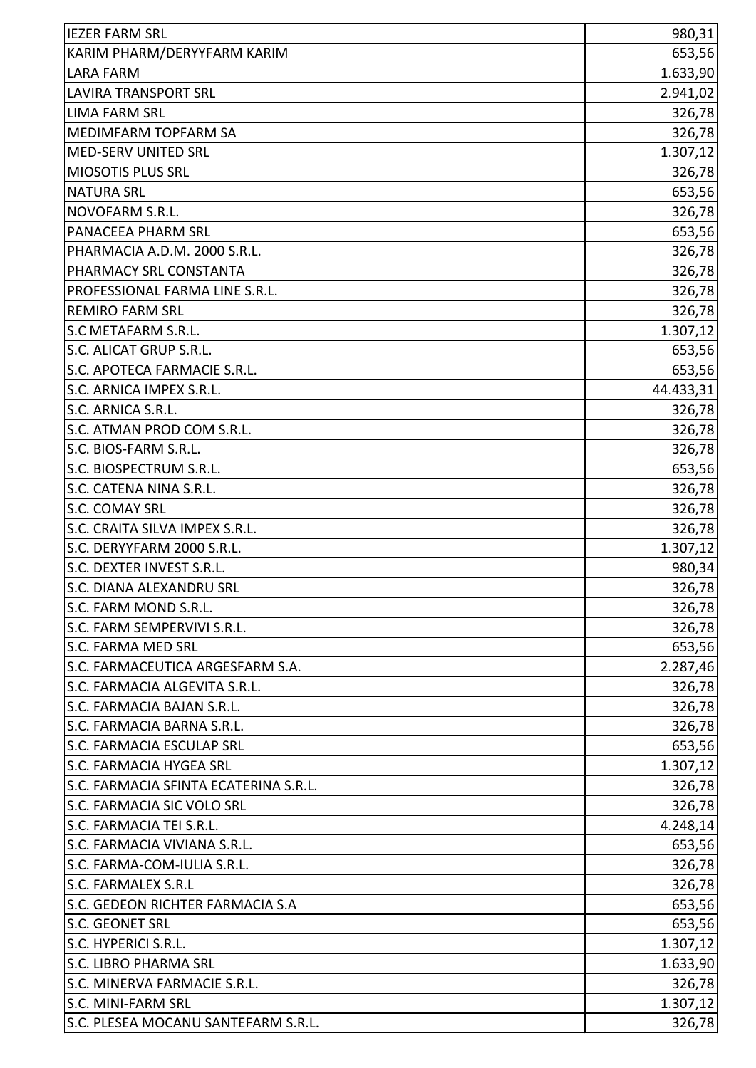| | |
|---|---|
| IEZER FARM SRL | 980,31 |
| KARIM PHARM/DERYYFARM KARIM | 653,56 |
| LARA FARM | 1.633,90 |
| LAVIRA TRANSPORT SRL | 2.941,02 |
| LIMA FARM SRL | 326,78 |
| MEDIMFARM TOPFARM SA | 326,78 |
| MED-SERV UNITED SRL | 1.307,12 |
| MIOSOTIS PLUS SRL | 326,78 |
| NATURA SRL | 653,56 |
| NOVOFARM S.R.L. | 326,78 |
| PANACEEA PHARM SRL | 653,56 |
| PHARMACIA A.D.M. 2000 S.R.L. | 326,78 |
| PHARMACY SRL CONSTANTA | 326,78 |
| PROFESSIONAL FARMA LINE S.R.L. | 326,78 |
| REMIRO FARM SRL | 326,78 |
| S.C METAFARM S.R.L. | 1.307,12 |
| S.C. ALICAT GRUP S.R.L. | 653,56 |
| S.C. APOTECA FARMACIE S.R.L. | 653,56 |
| S.C. ARNICA IMPEX S.R.L. | 44.433,31 |
| S.C. ARNICA S.R.L. | 326,78 |
| S.C. ATMAN PROD COM S.R.L. | 326,78 |
| S.C. BIOS-FARM S.R.L. | 326,78 |
| S.C. BIOSPECTRUM S.R.L. | 653,56 |
| S.C. CATENA NINA S.R.L. | 326,78 |
| S.C. COMAY SRL | 326,78 |
| S.C. CRAITA SILVA IMPEX S.R.L. | 326,78 |
| S.C. DERYYFARM 2000 S.R.L. | 1.307,12 |
| S.C. DEXTER INVEST S.R.L. | 980,34 |
| S.C. DIANA ALEXANDRU SRL | 326,78 |
| S.C. FARM MOND S.R.L. | 326,78 |
| S.C. FARM SEMPERVIVI S.R.L. | 326,78 |
| S.C. FARMA MED SRL | 653,56 |
| S.C. FARMACEUTICA ARGESFARM S.A. | 2.287,46 |
| S.C. FARMACIA ALGEVITA S.R.L. | 326,78 |
| S.C. FARMACIA BAJAN S.R.L. | 326,78 |
| S.C. FARMACIA BARNA S.R.L. | 326,78 |
| S.C. FARMACIA ESCULAP SRL | 653,56 |
| S.C. FARMACIA HYGEA SRL | 1.307,12 |
| S.C. FARMACIA SFINTA ECATERINA S.R.L. | 326,78 |
| S.C. FARMACIA SIC VOLO SRL | 326,78 |
| S.C. FARMACIA TEI S.R.L. | 4.248,14 |
| S.C. FARMACIA VIVIANA S.R.L. | 653,56 |
| S.C. FARMA-COM-IULIA S.R.L. | 326,78 |
| S.C. FARMALEX S.R.L | 326,78 |
| S.C. GEDEON RICHTER FARMACIA S.A | 653,56 |
| S.C. GEONET SRL | 653,56 |
| S.C. HYPERICI S.R.L. | 1.307,12 |
| S.C. LIBRO PHARMA SRL | 1.633,90 |
| S.C. MINERVA FARMACIE S.R.L. | 326,78 |
| S.C. MINI-FARM SRL | 1.307,12 |
| S.C. PLESEA MOCANU SANTEFARM S.R.L. | 326,78 |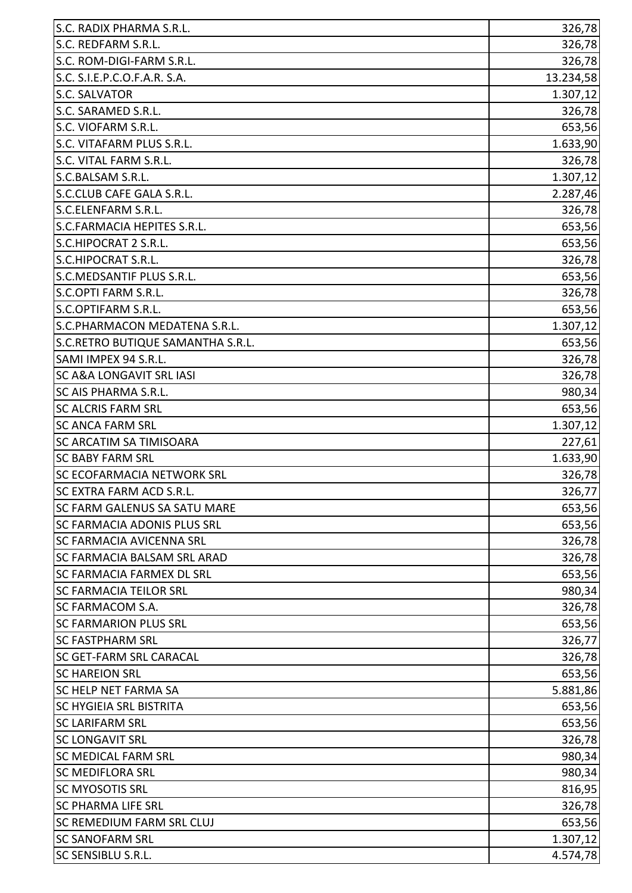| | |
|---|---|
| S.C. RADIX PHARMA S.R.L. | 326,78 |
| S.C. REDFARM S.R.L. | 326,78 |
| S.C. ROM-DIGI-FARM S.R.L. | 326,78 |
| S.C. S.I.E.P.C.O.F.A.R. S.A. | 13.234,58 |
| S.C. SALVATOR | 1.307,12 |
| S.C. SARAMED S.R.L. | 326,78 |
| S.C. VIOFARM S.R.L. | 653,56 |
| S.C. VITAFARM PLUS S.R.L. | 1.633,90 |
| S.C. VITAL FARM S.R.L. | 326,78 |
| S.C.BALSAM S.R.L. | 1.307,12 |
| S.C.CLUB CAFE GALA S.R.L. | 2.287,46 |
| S.C.ELENFARM S.R.L. | 326,78 |
| S.C.FARMACIA HEPITES S.R.L. | 653,56 |
| S.C.HIPOCRAT 2 S.R.L. | 653,56 |
| S.C.HIPOCRAT S.R.L. | 326,78 |
| S.C.MEDSANTIF PLUS S.R.L. | 653,56 |
| S.C.OPTI FARM S.R.L. | 326,78 |
| S.C.OPTIFARM S.R.L. | 653,56 |
| S.C.PHARMACON MEDATENA S.R.L. | 1.307,12 |
| S.C.RETRO BUTIQUE SAMANTHA S.R.L. | 653,56 |
| SAMI IMPEX 94 S.R.L. | 326,78 |
| SC A&A LONGAVIT SRL IASI | 326,78 |
| SC AIS PHARMA S.R.L. | 980,34 |
| SC ALCRIS FARM SRL | 653,56 |
| SC ANCA FARM SRL | 1.307,12 |
| SC ARCATIM SA TIMISOARA | 227,61 |
| SC BABY FARM SRL | 1.633,90 |
| SC ECOFARMACIA NETWORK SRL | 326,78 |
| SC EXTRA FARM ACD S.R.L. | 326,77 |
| SC FARM GALENUS SA SATU MARE | 653,56 |
| SC FARMACIA ADONIS PLUS SRL | 653,56 |
| SC FARMACIA AVICENNA SRL | 326,78 |
| SC FARMACIA BALSAM SRL ARAD | 326,78 |
| SC FARMACIA FARMEX DL SRL | 653,56 |
| SC FARMACIA TEILOR SRL | 980,34 |
| SC FARMACOM S.A. | 326,78 |
| SC FARMARION PLUS SRL | 653,56 |
| SC FASTPHARM SRL | 326,77 |
| SC GET-FARM SRL CARACAL | 326,78 |
| SC HAREION SRL | 653,56 |
| SC HELP NET FARMA SA | 5.881,86 |
| SC HYGIEIA SRL BISTRITA | 653,56 |
| SC LARIFARM SRL | 653,56 |
| SC LONGAVIT SRL | 326,78 |
| SC MEDICAL FARM SRL | 980,34 |
| SC MEDIFLORA SRL | 980,34 |
| SC MYOSOTIS SRL | 816,95 |
| SC PHARMA LIFE SRL | 326,78 |
| SC REMEDIUM FARM SRL CLUJ | 653,56 |
| SC SANOFARM SRL | 1.307,12 |
| SC SENSIBLU S.R.L. | 4.574,78 |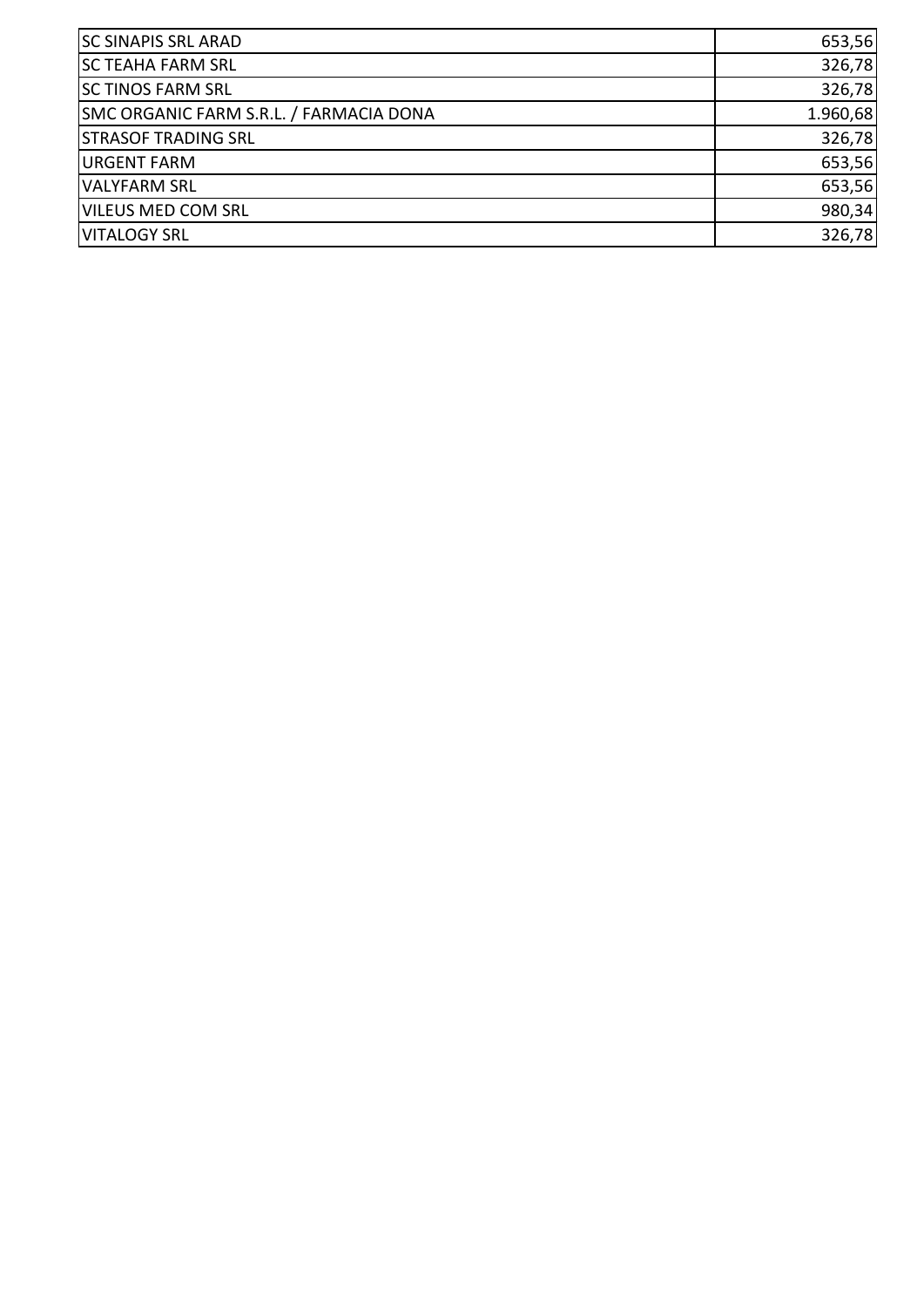| | |
|---|---|
| SC SINAPIS SRL ARAD | 653,56 |
| SC TEAHA FARM SRL | 326,78 |
| SC TINOS FARM SRL | 326,78 |
| SMC ORGANIC FARM S.R.L. / FARMACIA DONA | 1.960,68 |
| STRASOF TRADING SRL | 326,78 |
| URGENT FARM | 653,56 |
| VALYFARM SRL | 653,56 |
| VILEUS MED COM SRL | 980,34 |
| VITALOGY SRL | 326,78 |